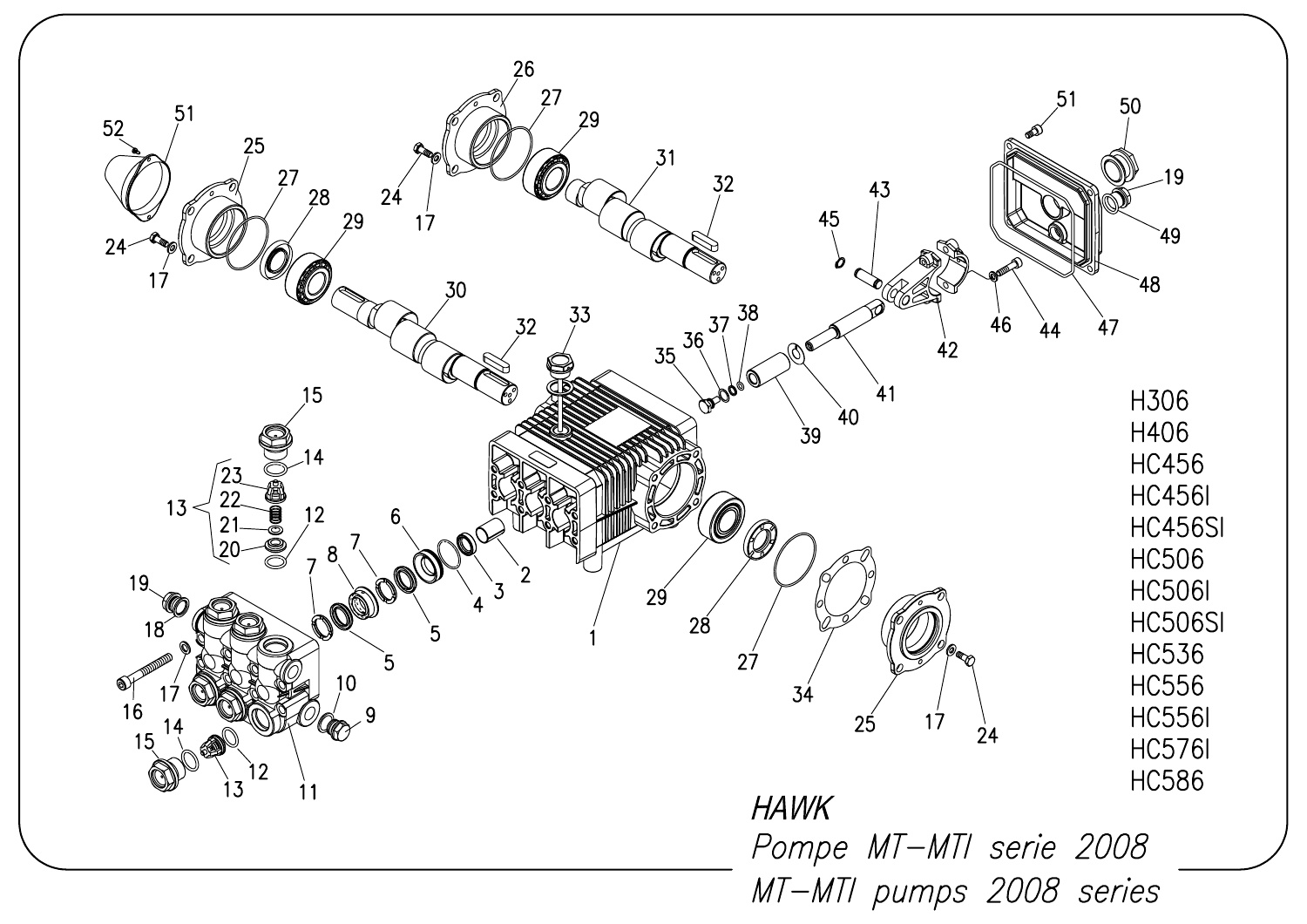H306
H406
HC456
HC456I
HC456SI
HC506
HC506I
HC506SI
HC536
HC556
HC556I
HC576I
HC586

*HAWK*

*Pompe MT–MTI serie 2008*

*MT–MTI pumps 2008 series*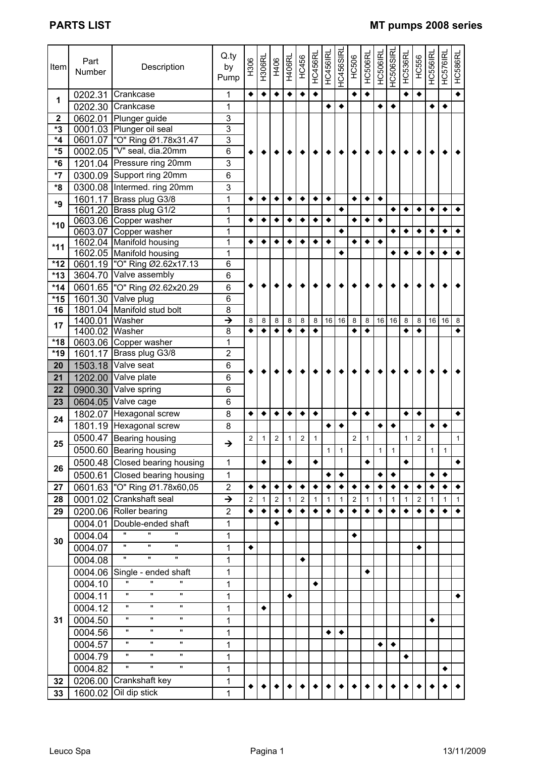# PARTS LIST

## MT pumps 2008 series

| Item | Part Number | Description | Q.ty by Pump | H306 | H306RL | H406 | H406RL | HC456 | HC456RL | HC456IRL | HC456SIRL | HC506 | HC506RL | HC506IRL | HC506SIRL | HC536RL | HC556 | HC556IRL | HC576IRL | HC586RL |
|---|---|---|---|---|---|---|---|---|---|---|---|---|---|---|---|---|---|---|---|---|
| 1 | 0202.31 | Crankcase | 1 | ◆ | ◆ | ◆ | ◆ | ◆ | ◆ | | | ◆ | ◆ | | | ◆ | ◆ | | | ◆ |
| | 0202.30 | Crankcase | 1 | | | | | | | ◆ | ◆ | | | ◆ | ◆ | | | ◆ | ◆ | |
| 2 | 0602.01 | Plunger guide | 3 | ◆ | ◆ | ◆ | ◆ | ◆ | ◆ | ◆ | ◆ | ◆ | ◆ | ◆ | ◆ | ◆ | ◆ | ◆ | ◆ | ◆ |
| *3 | 0001.03 | Plunger oil seal | 3 | ◆ | ◆ | ◆ | ◆ | ◆ | ◆ | ◆ | ◆ | ◆ | ◆ | ◆ | ◆ | ◆ | ◆ | ◆ | ◆ | ◆ |
| *4 | 0601.07 | "O" Ring Ø1.78x31.47 | 3 | ◆ | ◆ | ◆ | ◆ | ◆ | ◆ | ◆ | ◆ | ◆ | ◆ | ◆ | ◆ | ◆ | ◆ | ◆ | ◆ | ◆ |
| *5 | 0002.05 | "V" seal, dia.20mm | 6 | ◆ | ◆ | ◆ | ◆ | ◆ | ◆ | ◆ | ◆ | ◆ | ◆ | ◆ | ◆ | ◆ | ◆ | ◆ | ◆ | ◆ |
| *6 | 1201.04 | Pressure ring 20mm | 3 | ◆ | ◆ | ◆ | ◆ | ◆ | ◆ | ◆ | ◆ | ◆ | ◆ | ◆ | ◆ | ◆ | ◆ | ◆ | ◆ | ◆ |
| *7 | 0300.09 | Support ring 20mm | 6 | ◆ | ◆ | ◆ | ◆ | ◆ | ◆ | ◆ | ◆ | ◆ | ◆ | ◆ | ◆ | ◆ | ◆ | ◆ | ◆ | ◆ |
| *8 | 0300.08 | Intermed. ring 20mm | 3 | ◆ | ◆ | ◆ | ◆ | ◆ | ◆ | ◆ | ◆ | ◆ | ◆ | ◆ | ◆ | ◆ | ◆ | ◆ | ◆ | ◆ |
| *9 | 1601.17 | Brass plug G3/8 | 1 | ◆ | ◆ | ◆ | ◆ | ◆ | ◆ | ◆ | | ◆ | ◆ | ◆ | | | | | | |
| | 1601.20 | Brass plug G1/2 | 1 | | | | | | | | ◆ | | | | ◆ | ◆ | ◆ | ◆ | ◆ | ◆ |
| *10 | 0603.06 | Copper washer | 1 | ◆ | ◆ | ◆ | ◆ | ◆ | ◆ | ◆ | | ◆ | ◆ | ◆ | | | | | | |
| | 0603.07 | Copper washer | 1 | | | | | | | | ◆ | | | | ◆ | ◆ | ◆ | ◆ | ◆ | ◆ |
| *11 | 1602.04 | Manifold housing | 1 | ◆ | ◆ | ◆ | ◆ | ◆ | ◆ | ◆ | | ◆ | ◆ | ◆ | | | | | | |
| | 1602.05 | Manifold housing | 1 | | | | | | | | ◆ | | | | ◆ | ◆ | ◆ | ◆ | ◆ | ◆ |
| *12 | 0601.19 | "O" Ring Ø2.62x17.13 | 6 | ◆ | ◆ | ◆ | ◆ | ◆ | ◆ | ◆ | ◆ | ◆ | ◆ | ◆ | ◆ | ◆ | ◆ | ◆ | ◆ | ◆ |
| *13 | 3604.70 | Valve assembly | 6 | ◆ | ◆ | ◆ | ◆ | ◆ | ◆ | ◆ | ◆ | ◆ | ◆ | ◆ | ◆ | ◆ | ◆ | ◆ | ◆ | ◆ |
| *14 | 0601.65 | "O" Ring Ø2.62x20.29 | 6 | ◆ | ◆ | ◆ | ◆ | ◆ | ◆ | ◆ | ◆ | ◆ | ◆ | ◆ | ◆ | ◆ | ◆ | ◆ | ◆ | ◆ |
| *15 | 1601.30 | Valve plug | 6 | ◆ | ◆ | ◆ | ◆ | ◆ | ◆ | ◆ | ◆ | ◆ | ◆ | ◆ | ◆ | ◆ | ◆ | ◆ | ◆ | ◆ |
| 16 | 1801.04 | Manifold stud bolt | 8 | ◆ | ◆ | ◆ | ◆ | ◆ | ◆ | ◆ | ◆ | ◆ | ◆ | ◆ | ◆ | ◆ | ◆ | ◆ | ◆ | ◆ |
| 17 | 1400.01 | Washer | → | 8 | 8 | 8 | 8 | 8 | 8 | 16 | 16 | 8 | 8 | 16 | 16 | 8 | 8 | 16 | 16 | 8 |
| | 1400.02 | Washer | 8 | ◆ | ◆ | ◆ | ◆ | ◆ | ◆ | | | ◆ | ◆ | | | ◆ | ◆ | | | ◆ |
| *18 | 0603.06 | Copper washer | 1 | ◆ | ◆ | ◆ | ◆ | ◆ | ◆ | ◆ | ◆ | ◆ | ◆ | ◆ | ◆ | ◆ | ◆ | ◆ | ◆ | ◆ |
| *19 | 1601.17 | Brass plug G3/8 | 2 | ◆ | ◆ | ◆ | ◆ | ◆ | ◆ | ◆ | ◆ | ◆ | ◆ | ◆ | ◆ | ◆ | ◆ | ◆ | ◆ | ◆ |
| 20 | 1503.18 | Valve seat | 6 | ◆ | ◆ | ◆ | ◆ | ◆ | ◆ | ◆ | ◆ | ◆ | ◆ | ◆ | ◆ | ◆ | ◆ | ◆ | ◆ | ◆ |
| 21 | 1202.00 | Valve plate | 6 | ◆ | ◆ | ◆ | ◆ | ◆ | ◆ | ◆ | ◆ | ◆ | ◆ | ◆ | ◆ | ◆ | ◆ | ◆ | ◆ | ◆ |
| 22 | 0900.30 | Valve spring | 6 | ◆ | ◆ | ◆ | ◆ | ◆ | ◆ | ◆ | ◆ | ◆ | ◆ | ◆ | ◆ | ◆ | ◆ | ◆ | ◆ | ◆ |
| 23 | 0604.05 | Valve cage | 6 | ◆ | ◆ | ◆ | ◆ | ◆ | ◆ | ◆ | ◆ | ◆ | ◆ | ◆ | ◆ | ◆ | ◆ | ◆ | ◆ | ◆ |
| 24 | 1802.07 | Hexagonal screw | 8 | ◆ | ◆ | ◆ | ◆ | ◆ | ◆ | | | ◆ | ◆ | | | ◆ | ◆ | | | ◆ |
| | 1801.19 | Hexagonal screw | 8 | | | | | | | ◆ | ◆ | | | ◆ | ◆ | | | ◆ | ◆ | |
| 25 | 0500.47 | Bearing housing | → | 2 | 1 | 2 | 1 | 2 | 1 | | | 2 | 1 | | | 1 | 2 | | | 1 |
| | 0500.60 | Bearing housing | | | | | | | | 1 | 1 | | | 1 | 1 | | | 1 | 1 | |
| 26 | 0500.48 | Closed bearing housing | 1 | | ◆ | | ◆ | | ◆ | | | | ◆ | | | ◆ | | | | ◆ |
| | 0500.61 | Closed bearing housing | 1 | | | | | | | ◆ | ◆ | | | ◆ | ◆ | | | ◆ | ◆ | |
| 27 | 0601.63 | "O" Ring Ø1.78x60,05 | 2 | ◆ | ◆ | ◆ | ◆ | ◆ | ◆ | ◆ | ◆ | ◆ | ◆ | ◆ | ◆ | ◆ | ◆ | ◆ | ◆ | ◆ |
| 28 | 0001.02 | Crankshaft seal | → | 2 | 1 | 2 | 1 | 2 | 1 | 1 | 1 | 2 | 1 | 1 | 1 | 1 | 2 | 1 | 1 | 1 |
| 29 | 0200.06 | Roller bearing | 2 | ◆ | ◆ | ◆ | ◆ | ◆ | ◆ | ◆ | ◆ | ◆ | ◆ | ◆ | ◆ | ◆ | ◆ | ◆ | ◆ | ◆ |
| 30 | 0004.01 | Double-ended shaft | 1 | | | ◆ | | | | | | | | | | | | | | |
| | 0004.04 | " " " | 1 | | | | | | | | | ◆ | | | | | | | | |
| | 0004.07 | " " " | 1 | ◆ | | | | | | | | | | | | | ◆ | | | |
| | 0004.08 | " " " | 1 | | | | | ◆ | | | | | | | | | | | | |
| 31 | 0004.06 | Single - ended shaft | 1 | | | | | | | | | | ◆ | | | | | | | |
| | 0004.10 | " " " | 1 | | | | | | ◆ | | | | | | | | | | | |
| | 0004.11 | " " " | 1 | | | | ◆ | | | | | | | | | | | | | ◆ |
| | 0004.12 | " " " | 1 | | ◆ | | | | | | | | | | | | | | | |
| | 0004.50 | " " " | 1 | | | | | | | | | | | | | | | ◆ | | |
| | 0004.56 | " " " | 1 | | | | | | | ◆ | ◆ | | | | | | | | | |
| | 0004.57 | " " " | 1 | | | | | | | | | | | ◆ | ◆ | | | | | |
| | 0004.79 | " " " | 1 | | | | | | | | | | | | | ◆ | | | | |
| | 0004.82 | " " " | 1 | | | | | | | | | | | | | | | | ◆ | |
| 32 | 0206.00 | Crankshaft key | 1 | ◆ | ◆ | ◆ | ◆ | ◆ | ◆ | ◆ | ◆ | ◆ | ◆ | ◆ | ◆ | ◆ | ◆ | ◆ | ◆ | ◆ |
| 33 | 1600.02 | Oil dip stick | 1 | ◆ | ◆ | ◆ | ◆ | ◆ | ◆ | ◆ | ◆ | ◆ | ◆ | ◆ | ◆ | ◆ | ◆ | ◆ | ◆ | ◆ |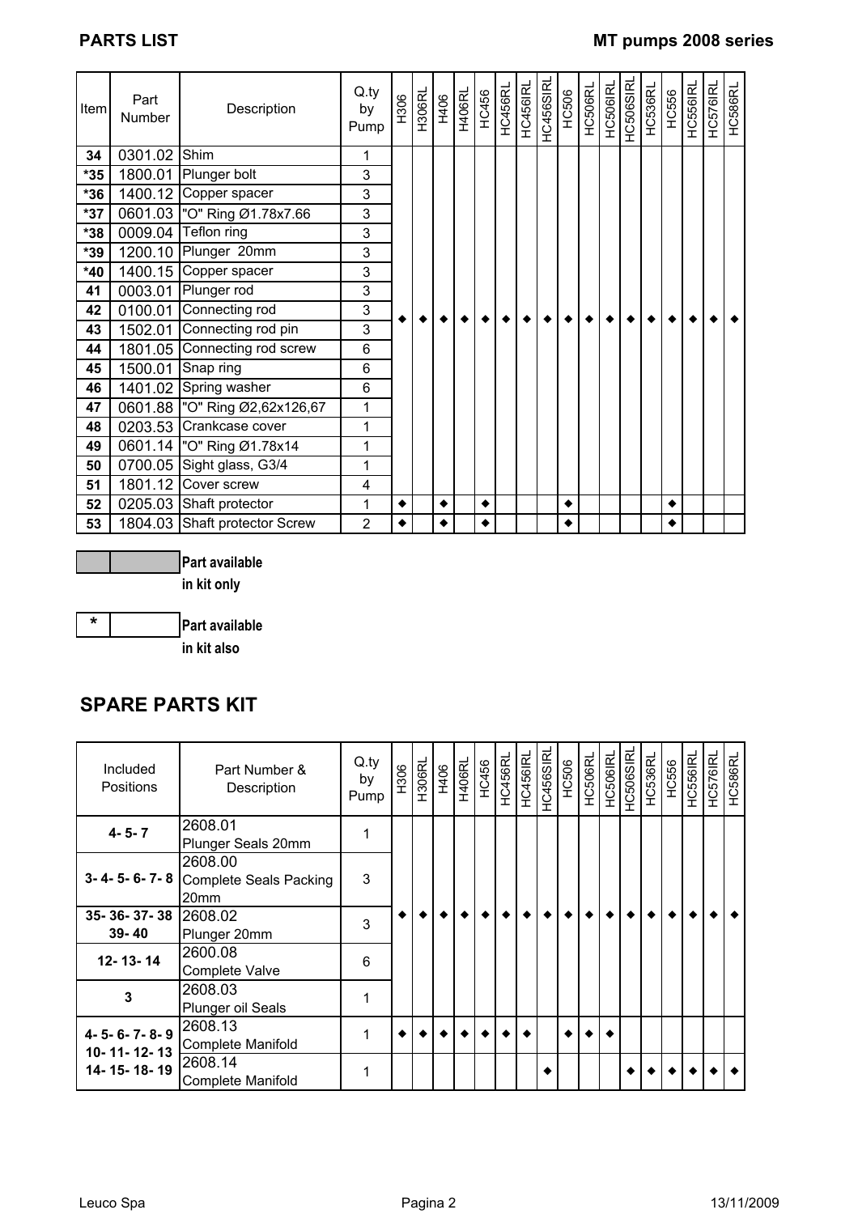| Item | Part Number | Description | Q.ty by Pump | H306 | H306RL | H406 | H406RL | HC456 | HC456RL | HC456IRL | HC456SIRL | HC506 | HC506RL | HC506IRL | HC506SIRL | HC536RL | HC556 | HC556IRL | HC576IRL | HC586RL |
|---|---|---|---|---|---|---|---|---|---|---|---|---|---|---|---|---|---|---|---|---|
| **34** | 0301.02 | Shim | 1 | ◆ | ◆ | ◆ | ◆ | ◆ | ◆ | ◆ | ◆ | ◆ | ◆ | ◆ | ◆ | ◆ | ◆ | ◆ | ◆ | ◆ |
| ***35** | 1800.01 | Plunger bolt | 3 | ◆ | ◆ | ◆ | ◆ | ◆ | ◆ | ◆ | ◆ | ◆ | ◆ | ◆ | ◆ | ◆ | ◆ | ◆ | ◆ | ◆ |
| ***36** | 1400.12 | Copper spacer | 3 | ◆ | ◆ | ◆ | ◆ | ◆ | ◆ | ◆ | ◆ | ◆ | ◆ | ◆ | ◆ | ◆ | ◆ | ◆ | ◆ | ◆ |
| ***37** | 0601.03 | "O" Ring Ø1.78x7.66 | 3 | ◆ | ◆ | ◆ | ◆ | ◆ | ◆ | ◆ | ◆ | ◆ | ◆ | ◆ | ◆ | ◆ | ◆ | ◆ | ◆ | ◆ |
| ***38** | 0009.04 | Teflon ring | 3 | ◆ | ◆ | ◆ | ◆ | ◆ | ◆ | ◆ | ◆ | ◆ | ◆ | ◆ | ◆ | ◆ | ◆ | ◆ | ◆ | ◆ |
| ***39** | 1200.10 | Plunger 20mm | 3 | ◆ | ◆ | ◆ | ◆ | ◆ | ◆ | ◆ | ◆ | ◆ | ◆ | ◆ | ◆ | ◆ | ◆ | ◆ | ◆ | ◆ |
| ***40** | 1400.15 | Copper spacer | 3 | ◆ | ◆ | ◆ | ◆ | ◆ | ◆ | ◆ | ◆ | ◆ | ◆ | ◆ | ◆ | ◆ | ◆ | ◆ | ◆ | ◆ |
| **41** | 0003.01 | Plunger rod | 3 | ◆ | ◆ | ◆ | ◆ | ◆ | ◆ | ◆ | ◆ | ◆ | ◆ | ◆ | ◆ | ◆ | ◆ | ◆ | ◆ | ◆ |
| **42** | 0100.01 | Connecting rod | 3 | ◆ | ◆ | ◆ | ◆ | ◆ | ◆ | ◆ | ◆ | ◆ | ◆ | ◆ | ◆ | ◆ | ◆ | ◆ | ◆ | ◆ |
| **43** | 1502.01 | Connecting rod pin | 3 | ◆ | ◆ | ◆ | ◆ | ◆ | ◆ | ◆ | ◆ | ◆ | ◆ | ◆ | ◆ | ◆ | ◆ | ◆ | ◆ | ◆ |
| **44** | 1801.05 | Connecting rod screw | 6 | ◆ | ◆ | ◆ | ◆ | ◆ | ◆ | ◆ | ◆ | ◆ | ◆ | ◆ | ◆ | ◆ | ◆ | ◆ | ◆ | ◆ |
| **45** | 1500.01 | Snap ring | 6 | ◆ | ◆ | ◆ | ◆ | ◆ | ◆ | ◆ | ◆ | ◆ | ◆ | ◆ | ◆ | ◆ | ◆ | ◆ | ◆ | ◆ |
| **46** | 1401.02 | Spring washer | 6 | ◆ | ◆ | ◆ | ◆ | ◆ | ◆ | ◆ | ◆ | ◆ | ◆ | ◆ | ◆ | ◆ | ◆ | ◆ | ◆ | ◆ |
| **47** | 0601.88 | "O" Ring Ø2,62x126,67 | 1 | ◆ | ◆ | ◆ | ◆ | ◆ | ◆ | ◆ | ◆ | ◆ | ◆ | ◆ | ◆ | ◆ | ◆ | ◆ | ◆ | ◆ |
| **48** | 0203.53 | Crankcase cover | 1 | ◆ | ◆ | ◆ | ◆ | ◆ | ◆ | ◆ | ◆ | ◆ | ◆ | ◆ | ◆ | ◆ | ◆ | ◆ | ◆ | ◆ |
| **49** | 0601.14 | "O" Ring Ø1.78x14 | 1 | ◆ | ◆ | ◆ | ◆ | ◆ | ◆ | ◆ | ◆ | ◆ | ◆ | ◆ | ◆ | ◆ | ◆ | ◆ | ◆ | ◆ |
| **50** | 0700.05 | Sight glass, G3/4 | 1 | ◆ | ◆ | ◆ | ◆ | ◆ | ◆ | ◆ | ◆ | ◆ | ◆ | ◆ | ◆ | ◆ | ◆ | ◆ | ◆ | ◆ |
| **51** | 1801.12 | Cover screw | 4 | ◆ | ◆ | ◆ | ◆ | ◆ | ◆ | ◆ | ◆ | ◆ | ◆ | ◆ | ◆ | ◆ | ◆ | ◆ | ◆ | ◆ |
| **52** | 0205.03 | Shaft protector | 1 | ◆ | | ◆ | | ◆ | | | | ◆ | | | | | ◆ | | | |
| **53** | 1804.03 | Shaft protector Screw | 2 | ◆ | | ◆ | | ◆ | | | | ◆ | | | | | ◆ | | | |

**Part available in kit only** (grey shaded)

**\* Part available in kit also**

## SPARE PARTS KIT

| Included Positions | Part Number & Description | Q.ty by Pump | H306 | H306RL | H406 | H406RL | HC456 | HC456RL | HC456IRL | HC456SIRL | HC506 | HC506RL | HC506IRL | HC506SIRL | HC536RL | HC556 | HC556IRL | HC576IRL | HC586RL |
|---|---|---|---|---|---|---|---|---|---|---|---|---|---|---|---|---|---|---|---|
| **4- 5- 7** | 2608.01 Plunger Seals 20mm | 1 | ◆ | ◆ | ◆ | ◆ | ◆ | ◆ | ◆ | ◆ | ◆ | ◆ | ◆ | ◆ | ◆ | ◆ | ◆ | ◆ | ◆ |
| **3- 4- 5- 6- 7- 8** | 2608.00 Complete Seals Packing 20mm | 3 | ◆ | ◆ | ◆ | ◆ | ◆ | ◆ | ◆ | ◆ | ◆ | ◆ | ◆ | ◆ | ◆ | ◆ | ◆ | ◆ | ◆ |
| **35- 36- 37- 38 39- 40** | 2608.02 Plunger 20mm | 3 | ◆ | ◆ | ◆ | ◆ | ◆ | ◆ | ◆ | ◆ | ◆ | ◆ | ◆ | ◆ | ◆ | ◆ | ◆ | ◆ | ◆ |
| **12- 13- 14** | 2600.08 Complete Valve | 6 | ◆ | ◆ | ◆ | ◆ | ◆ | ◆ | ◆ | ◆ | ◆ | ◆ | ◆ | ◆ | ◆ | ◆ | ◆ | ◆ | ◆ |
| **3** | 2608.03 Plunger oil Seals | 1 | ◆ | ◆ | ◆ | ◆ | ◆ | ◆ | ◆ | ◆ | ◆ | ◆ | ◆ | ◆ | ◆ | ◆ | ◆ | ◆ | ◆ |
| **4- 5- 6- 7- 8- 9 10- 11- 12- 13 14- 15- 18- 19** | 2608.13 Complete Manifold | 1 | ◆ | ◆ | ◆ | ◆ | ◆ | ◆ | ◆ | | ◆ | ◆ | ◆ | | | | | | |
| | 2608.14 Complete Manifold | 1 | | | | | | | | ◆ | | | | ◆ | ◆ | ◆ | ◆ | ◆ | ◆ |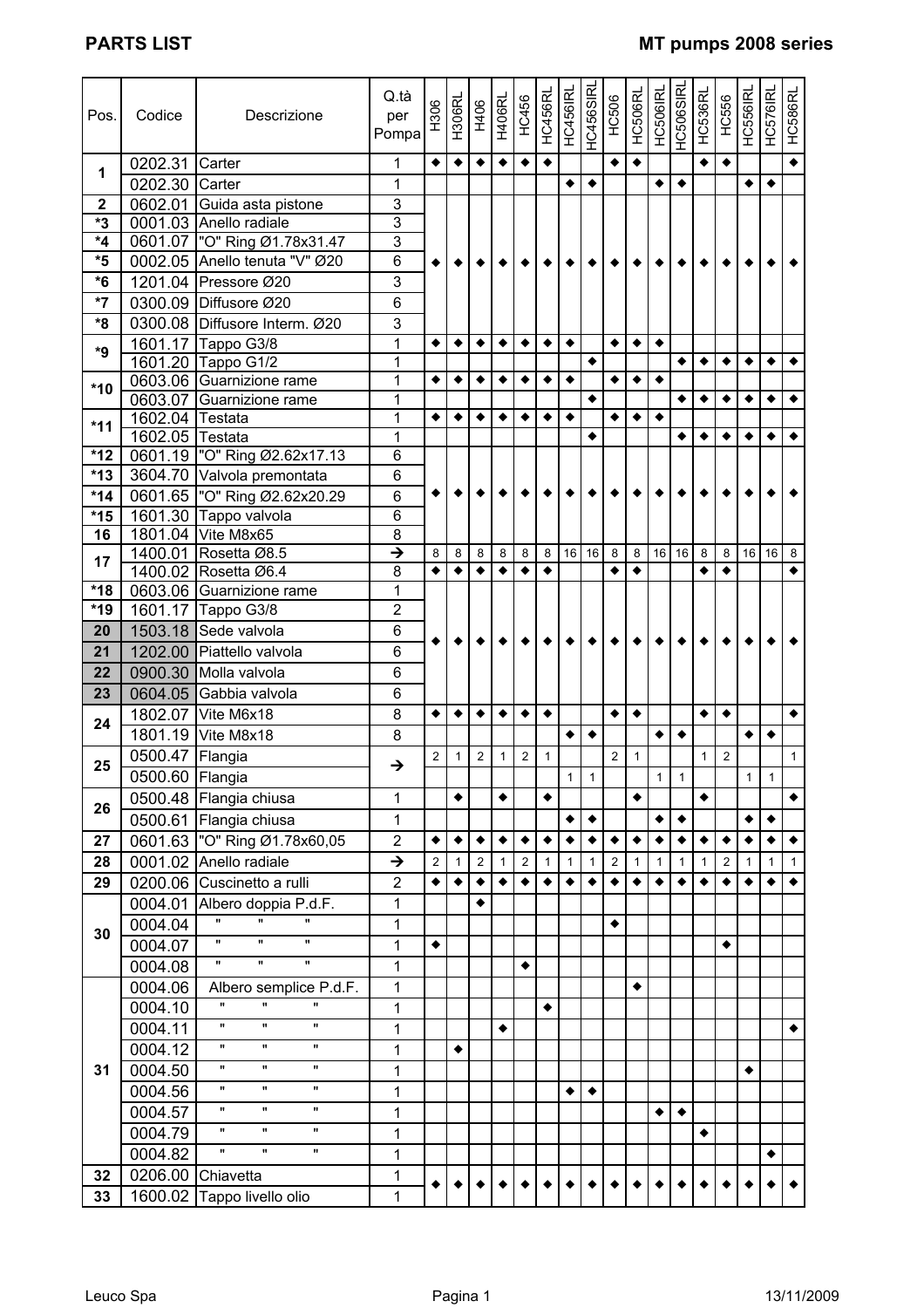# PARTS LIST — MT pumps 2008 series

| Pos. | Codice | Descrizione | Q.tà per Pompa | H306 | H306RL | H406 | H406RL | HC456 | HC456RL | HC456IRL | HC456SIRL | HC506 | HC506RL | HC506IRL | HC506SIRL | HC536RL | HC556 | HC556IRL | HC576IRL | HC586RL |
|---|---|---|---|---|---|---|---|---|---|---|---|---|---|---|---|---|---|---|---|---|
| 1 | 0202.31 | Carter | 1 | ◆ | ◆ | ◆ | ◆ | ◆ | ◆ | | | ◆ | ◆ | | | ◆ | ◆ | | | ◆ |
| | 0202.30 | Carter | 1 | | | | | | | ◆ | ◆ | | | ◆ | ◆ | | | ◆ | ◆ | |
| 2 | 0602.01 | Guida asta pistone | 3 | ◆ | ◆ | ◆ | ◆ | ◆ | ◆ | ◆ | ◆ | ◆ | ◆ | ◆ | ◆ | ◆ | ◆ | ◆ | ◆ | ◆ |
| *3 | 0001.03 | Anello radiale | 3 | ◆ | ◆ | ◆ | ◆ | ◆ | ◆ | ◆ | ◆ | ◆ | ◆ | ◆ | ◆ | ◆ | ◆ | ◆ | ◆ | ◆ |
| *4 | 0601.07 | "O" Ring Ø1.78x31.47 | 3 | ◆ | ◆ | ◆ | ◆ | ◆ | ◆ | ◆ | ◆ | ◆ | ◆ | ◆ | ◆ | ◆ | ◆ | ◆ | ◆ | ◆ |
| *5 | 0002.05 | Anello tenuta "V" Ø20 | 6 | ◆ | ◆ | ◆ | ◆ | ◆ | ◆ | ◆ | ◆ | ◆ | ◆ | ◆ | ◆ | ◆ | ◆ | ◆ | ◆ | ◆ |
| *6 | 1201.04 | Pressore Ø20 | 3 | ◆ | ◆ | ◆ | ◆ | ◆ | ◆ | ◆ | ◆ | ◆ | ◆ | ◆ | ◆ | ◆ | ◆ | ◆ | ◆ | ◆ |
| *7 | 0300.09 | Diffusore Ø20 | 6 | ◆ | ◆ | ◆ | ◆ | ◆ | ◆ | ◆ | ◆ | ◆ | ◆ | ◆ | ◆ | ◆ | ◆ | ◆ | ◆ | ◆ |
| *8 | 0300.08 | Diffusore Interm. Ø20 | 3 | ◆ | ◆ | ◆ | ◆ | ◆ | ◆ | ◆ | ◆ | ◆ | ◆ | ◆ | ◆ | ◆ | ◆ | ◆ | ◆ | ◆ |
| *9 | 1601.17 | Tappo G3/8 | 1 | ◆ | ◆ | ◆ | ◆ | ◆ | ◆ | ◆ | | ◆ | ◆ | ◆ | | | | | | |
| | 1601.20 | Tappo G1/2 | 1 | | | | | | | | ◆ | | | | ◆ | ◆ | ◆ | ◆ | ◆ | ◆ |
| *10 | 0603.06 | Guarnizione rame | 1 | ◆ | ◆ | ◆ | ◆ | ◆ | ◆ | ◆ | | ◆ | ◆ | ◆ | | | | | | |
| | 0603.07 | Guarnizione rame | 1 | | | | | | | | ◆ | | | | ◆ | ◆ | ◆ | ◆ | ◆ | ◆ |
| *11 | 1602.04 | Testata | 1 | ◆ | ◆ | ◆ | ◆ | ◆ | ◆ | ◆ | | ◆ | ◆ | ◆ | | | | | | |
| | 1602.05 | Testata | 1 | | | | | | | | ◆ | | | | ◆ | ◆ | ◆ | ◆ | ◆ | ◆ |
| *12 | 0601.19 | "O" Ring Ø2.62x17.13 | 6 | ◆ | ◆ | ◆ | ◆ | ◆ | ◆ | ◆ | ◆ | ◆ | ◆ | ◆ | ◆ | ◆ | ◆ | ◆ | ◆ | ◆ |
| *13 | 3604.70 | Valvola premontata | 6 | ◆ | ◆ | ◆ | ◆ | ◆ | ◆ | ◆ | ◆ | ◆ | ◆ | ◆ | ◆ | ◆ | ◆ | ◆ | ◆ | ◆ |
| *14 | 0601.65 | "O" Ring Ø2.62x20.29 | 6 | ◆ | ◆ | ◆ | ◆ | ◆ | ◆ | ◆ | ◆ | ◆ | ◆ | ◆ | ◆ | ◆ | ◆ | ◆ | ◆ | ◆ |
| *15 | 1601.30 | Tappo valvola | 6 | ◆ | ◆ | ◆ | ◆ | ◆ | ◆ | ◆ | ◆ | ◆ | ◆ | ◆ | ◆ | ◆ | ◆ | ◆ | ◆ | ◆ |
| 16 | 1801.04 | Vite M8x65 | 8 | ◆ | ◆ | ◆ | ◆ | ◆ | ◆ | ◆ | ◆ | ◆ | ◆ | ◆ | ◆ | ◆ | ◆ | ◆ | ◆ | ◆ |
| 17 | 1400.01 | Rosetta Ø8.5 | → | 8 | 8 | 8 | 8 | 8 | 8 | 16 | 16 | 8 | 8 | 16 | 16 | 8 | 8 | 16 | 16 | 8 |
| | 1400.02 | Rosetta Ø6.4 | 8 | ◆ | ◆ | ◆ | ◆ | ◆ | ◆ | | | ◆ | ◆ | | | ◆ | ◆ | | | ◆ |
| *18 | 0603.06 | Guarnizione rame | 1 | ◆ | ◆ | ◆ | ◆ | ◆ | ◆ | ◆ | ◆ | ◆ | ◆ | ◆ | ◆ | ◆ | ◆ | ◆ | ◆ | ◆ |
| *19 | 1601.17 | Tappo G3/8 | 2 | ◆ | ◆ | ◆ | ◆ | ◆ | ◆ | ◆ | ◆ | ◆ | ◆ | ◆ | ◆ | ◆ | ◆ | ◆ | ◆ | ◆ |
| 20 | 1503.18 | Sede valvola | 6 | ◆ | ◆ | ◆ | ◆ | ◆ | ◆ | ◆ | ◆ | ◆ | ◆ | ◆ | ◆ | ◆ | ◆ | ◆ | ◆ | ◆ |
| 21 | 1202.00 | Piattello valvola | 6 | ◆ | ◆ | ◆ | ◆ | ◆ | ◆ | ◆ | ◆ | ◆ | ◆ | ◆ | ◆ | ◆ | ◆ | ◆ | ◆ | ◆ |
| 22 | 0900.30 | Molla valvola | 6 | ◆ | ◆ | ◆ | ◆ | ◆ | ◆ | ◆ | ◆ | ◆ | ◆ | ◆ | ◆ | ◆ | ◆ | ◆ | ◆ | ◆ |
| 23 | 0604.05 | Gabbia valvola | 6 | ◆ | ◆ | ◆ | ◆ | ◆ | ◆ | ◆ | ◆ | ◆ | ◆ | ◆ | ◆ | ◆ | ◆ | ◆ | ◆ | ◆ |
| 24 | 1802.07 | Vite M6x18 | 8 | ◆ | ◆ | ◆ | ◆ | ◆ | ◆ | | | ◆ | ◆ | | | ◆ | ◆ | | | ◆ |
| | 1801.19 | Vite M8x18 | 8 | | | | | | | ◆ | ◆ | | | ◆ | ◆ | | | ◆ | ◆ | |
| 25 | 0500.47 | Flangia | → | 2 | 1 | 2 | 1 | 2 | 1 | | | 2 | 1 | | | 1 | 2 | | | 1 |
| | 0500.60 | Flangia | | | | | | | | 1 | 1 | | | 1 | 1 | | | 1 | 1 | |
| 26 | 0500.48 | Flangia chiusa | 1 | | ◆ | | ◆ | | ◆ | | | | ◆ | | | ◆ | | | | ◆ |
| | 0500.61 | Flangia chiusa | 1 | | | | | | | ◆ | ◆ | | | ◆ | ◆ | | | ◆ | ◆ | |
| 27 | 0601.63 | "O" Ring Ø1.78x60,05 | 2 | ◆ | ◆ | ◆ | ◆ | ◆ | ◆ | ◆ | ◆ | ◆ | ◆ | ◆ | ◆ | ◆ | ◆ | ◆ | ◆ | ◆ |
| 28 | 0001.02 | Anello radiale | → | 2 | 1 | 2 | 1 | 2 | 1 | 1 | 1 | 2 | 1 | 1 | 1 | 1 | 2 | 1 | 1 | 1 |
| 29 | 0200.06 | Cuscinetto a rulli | 2 | ◆ | ◆ | ◆ | ◆ | ◆ | ◆ | ◆ | ◆ | ◆ | ◆ | ◆ | ◆ | ◆ | ◆ | ◆ | ◆ | ◆ |
| 30 | 0004.01 | Albero doppia P.d.F. | 1 | | | ◆ | | | | | | | | | | | | | | |
| | 0004.04 | " " " | 1 | | | | | | | | | ◆ | | | | | | | | |
| | 0004.07 | " " " | 1 | ◆ | | | | | | | | | | | | | ◆ | | | |
| | 0004.08 | " " " | 1 | | | | | ◆ | | | | | | | | | | | | |
| 31 | 0004.06 | Albero semplice P.d.F. | 1 | | | | | | | | | | ◆ | | | | | | | |
| | 0004.10 | " " " | 1 | | | | | | ◆ | | | | | | | | | | | |
| | 0004.11 | " " " | 1 | | | | ◆ | | | | | | | | | | | | | ◆ |
| | 0004.12 | " " " | 1 | | ◆ | | | | | | | | | | | | | | | |
| | 0004.50 | " " " | 1 | | | | | | | | | | | | | | | ◆ | | |
| | 0004.56 | " " " | 1 | | | | | | | ◆ | ◆ | | | | | | | | | |
| | 0004.57 | " " " | 1 | | | | | | | | | | | ◆ | ◆ | | | | | |
| | 0004.79 | " " " | 1 | | | | | | | | | | | | | ◆ | | | | |
| | 0004.82 | " " " | 1 | | | | | | | | | | | | | | | | ◆ | |
| 32 | 0206.00 | Chiavetta | 1 | ◆ | ◆ | ◆ | ◆ | ◆ | ◆ | ◆ | ◆ | ◆ | ◆ | ◆ | ◆ | ◆ | ◆ | ◆ | ◆ | ◆ |
| 33 | 1600.02 | Tappo livello olio | 1 | ◆ | ◆ | ◆ | ◆ | ◆ | ◆ | ◆ | ◆ | ◆ | ◆ | ◆ | ◆ | ◆ | ◆ | ◆ | ◆ | ◆ |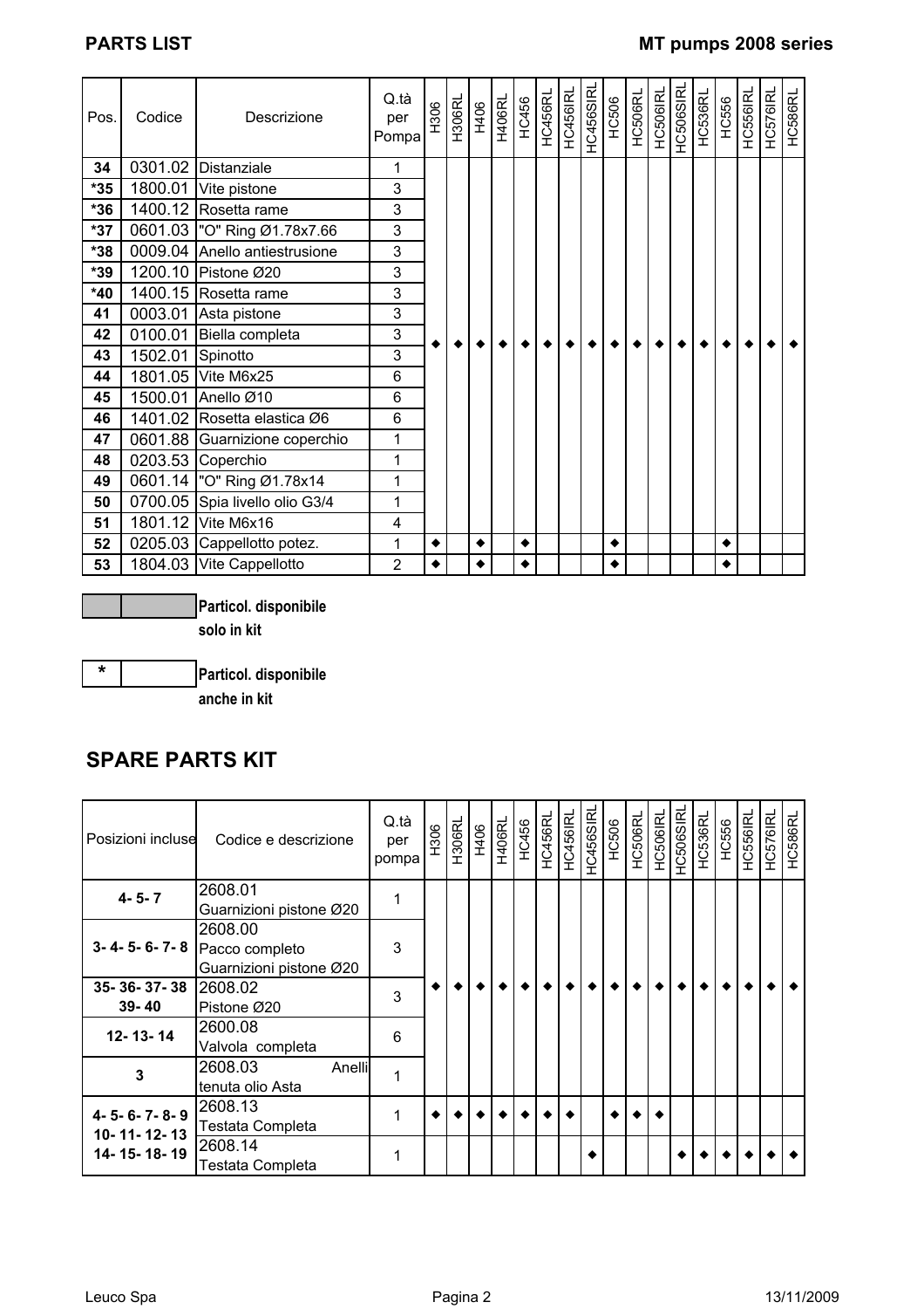| Pos. | Codice | Descrizione | Q.tà per Pompa | H306 | H306RL | H406 | H406RL | HC456 | HC456RL | HC456IRL | HC456SIRL | HC506 | HC506RL | HC506IRL | HC506SIRL | HC536RL | HC556 | HC556IRL | HC576IRL | HC586RL |
|---|---|---|---|---|---|---|---|---|---|---|---|---|---|---|---|---|---|---|---|---|
| **34** | 0301.02 | Distanziale | 1 | ◆ | ◆ | ◆ | ◆ | ◆ | ◆ | ◆ | ◆ | ◆ | ◆ | ◆ | ◆ | ◆ | ◆ | ◆ | ◆ | ◆ |
| ***35** | 1800.01 | Vite pistone | 3 | ◆ | ◆ | ◆ | ◆ | ◆ | ◆ | ◆ | ◆ | ◆ | ◆ | ◆ | ◆ | ◆ | ◆ | ◆ | ◆ | ◆ |
| ***36** | 1400.12 | Rosetta rame | 3 | ◆ | ◆ | ◆ | ◆ | ◆ | ◆ | ◆ | ◆ | ◆ | ◆ | ◆ | ◆ | ◆ | ◆ | ◆ | ◆ | ◆ |
| ***37** | 0601.03 | "O" Ring Ø1.78x7.66 | 3 | ◆ | ◆ | ◆ | ◆ | ◆ | ◆ | ◆ | ◆ | ◆ | ◆ | ◆ | ◆ | ◆ | ◆ | ◆ | ◆ | ◆ |
| ***38** | 0009.04 | Anello antiestrusione | 3 | ◆ | ◆ | ◆ | ◆ | ◆ | ◆ | ◆ | ◆ | ◆ | ◆ | ◆ | ◆ | ◆ | ◆ | ◆ | ◆ | ◆ |
| ***39** | 1200.10 | Pistone Ø20 | 3 | ◆ | ◆ | ◆ | ◆ | ◆ | ◆ | ◆ | ◆ | ◆ | ◆ | ◆ | ◆ | ◆ | ◆ | ◆ | ◆ | ◆ |
| ***40** | 1400.15 | Rosetta rame | 3 | ◆ | ◆ | ◆ | ◆ | ◆ | ◆ | ◆ | ◆ | ◆ | ◆ | ◆ | ◆ | ◆ | ◆ | ◆ | ◆ | ◆ |
| **41** | 0003.01 | Asta pistone | 3 | ◆ | ◆ | ◆ | ◆ | ◆ | ◆ | ◆ | ◆ | ◆ | ◆ | ◆ | ◆ | ◆ | ◆ | ◆ | ◆ | ◆ |
| **42** | 0100.01 | Biella completa | 3 | ◆ | ◆ | ◆ | ◆ | ◆ | ◆ | ◆ | ◆ | ◆ | ◆ | ◆ | ◆ | ◆ | ◆ | ◆ | ◆ | ◆ |
| **43** | 1502.01 | Spinotto | 3 | ◆ | ◆ | ◆ | ◆ | ◆ | ◆ | ◆ | ◆ | ◆ | ◆ | ◆ | ◆ | ◆ | ◆ | ◆ | ◆ | ◆ |
| **44** | 1801.05 | Vite M6x25 | 6 | ◆ | ◆ | ◆ | ◆ | ◆ | ◆ | ◆ | ◆ | ◆ | ◆ | ◆ | ◆ | ◆ | ◆ | ◆ | ◆ | ◆ |
| **45** | 1500.01 | Anello Ø10 | 6 | ◆ | ◆ | ◆ | ◆ | ◆ | ◆ | ◆ | ◆ | ◆ | ◆ | ◆ | ◆ | ◆ | ◆ | ◆ | ◆ | ◆ |
| **46** | 1401.02 | Rosetta elastica Ø6 | 6 | ◆ | ◆ | ◆ | ◆ | ◆ | ◆ | ◆ | ◆ | ◆ | ◆ | ◆ | ◆ | ◆ | ◆ | ◆ | ◆ | ◆ |
| **47** | 0601.88 | Guarnizione coperchio | 1 | ◆ | ◆ | ◆ | ◆ | ◆ | ◆ | ◆ | ◆ | ◆ | ◆ | ◆ | ◆ | ◆ | ◆ | ◆ | ◆ | ◆ |
| **48** | 0203.53 | Coperchio | 1 | ◆ | ◆ | ◆ | ◆ | ◆ | ◆ | ◆ | ◆ | ◆ | ◆ | ◆ | ◆ | ◆ | ◆ | ◆ | ◆ | ◆ |
| **49** | 0601.14 | "O" Ring Ø1.78x14 | 1 | ◆ | ◆ | ◆ | ◆ | ◆ | ◆ | ◆ | ◆ | ◆ | ◆ | ◆ | ◆ | ◆ | ◆ | ◆ | ◆ | ◆ |
| **50** | 0700.05 | Spia livello olio G3/4 | 1 | ◆ | ◆ | ◆ | ◆ | ◆ | ◆ | ◆ | ◆ | ◆ | ◆ | ◆ | ◆ | ◆ | ◆ | ◆ | ◆ | ◆ |
| **51** | 1801.12 | Vite M6x16 | 4 | ◆ | ◆ | ◆ | ◆ | ◆ | ◆ | ◆ | ◆ | ◆ | ◆ | ◆ | ◆ | ◆ | ◆ | ◆ | ◆ | ◆ |
| **52** | 0205.03 | Cappellotto potez. | 1 | ◆ | | ◆ | | ◆ | | | | ◆ | | | | | ◆ | | | |
| **53** | 1804.03 | Vite Cappellotto | 2 | ◆ | | ◆ | | ◆ | | | | ◆ | | | | | ◆ | | | |

(grey) **Particol. disponibile solo in kit**

\* **Particol. disponibile anche in kit**

## SPARE PARTS KIT

| Posizioni incluse | Codice e descrizione | Q.tà per pompa | H306 | H306RL | H406 | H406RL | HC456 | HC456RL | HC456IRL | HC456SIRL | HC506 | HC506RL | HC506IRL | HC506SIRL | HC536RL | HC556 | HC556IRL | HC576IRL | HC586RL |
|---|---|---|---|---|---|---|---|---|---|---|---|---|---|---|---|---|---|---|---|
| **4- 5- 7** | 2608.01 Guarnizioni pistone Ø20 | 1 | ◆ | ◆ | ◆ | ◆ | ◆ | ◆ | ◆ | ◆ | ◆ | ◆ | ◆ | ◆ | ◆ | ◆ | ◆ | ◆ | ◆ |
| **3- 4- 5- 6- 7- 8** | 2608.00 Pacco completo Guarnizioni pistone Ø20 | 3 | ◆ | ◆ | ◆ | ◆ | ◆ | ◆ | ◆ | ◆ | ◆ | ◆ | ◆ | ◆ | ◆ | ◆ | ◆ | ◆ | ◆ |
| **35- 36- 37- 38 39- 40** | 2608.02 Pistone Ø20 | 3 | ◆ | ◆ | ◆ | ◆ | ◆ | ◆ | ◆ | ◆ | ◆ | ◆ | ◆ | ◆ | ◆ | ◆ | ◆ | ◆ | ◆ |
| **12- 13- 14** | 2600.08 Valvola completa | 6 | ◆ | ◆ | ◆ | ◆ | ◆ | ◆ | ◆ | ◆ | ◆ | ◆ | ◆ | ◆ | ◆ | ◆ | ◆ | ◆ | ◆ |
| **3** | 2608.03 Anelli tenuta olio Asta | 1 | ◆ | ◆ | ◆ | ◆ | ◆ | ◆ | ◆ | ◆ | ◆ | ◆ | ◆ | ◆ | ◆ | ◆ | ◆ | ◆ | ◆ |
| **4- 5- 6- 7- 8- 9 10- 11- 12- 13 14- 15- 18- 19** | 2608.13 Testata Completa | 1 | ◆ | ◆ | ◆ | ◆ | ◆ | ◆ | ◆ | | ◆ | ◆ | ◆ | | | | | | |
| | 2608.14 Testata Completa | 1 | | | | | | | | ◆ | | | | ◆ | ◆ | ◆ | ◆ | ◆ | ◆ |